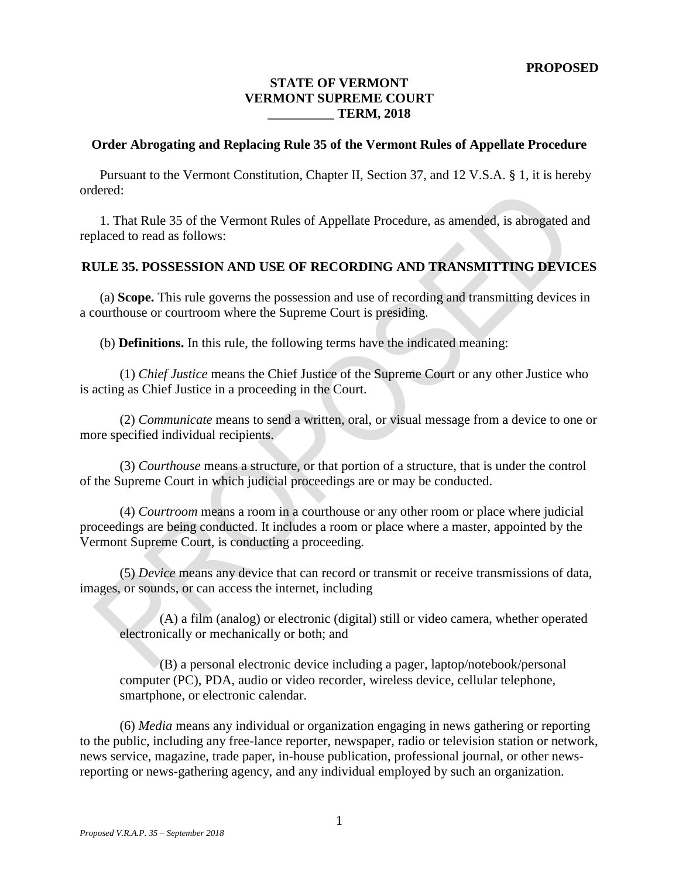**PROPOSED**

**STATE OF VERMONT**
**VERMONT SUPREME COURT**
**__________ TERM, 2018**

**Order Abrogating and Replacing Rule 35 of the Vermont Rules of Appellate Procedure**

Pursuant to the Vermont Constitution, Chapter II, Section 37, and 12 V.S.A. § 1, it is hereby ordered:

1. That Rule 35 of the Vermont Rules of Appellate Procedure, as amended, is abrogated and replaced to read as follows:

## RULE 35. POSSESSION AND USE OF RECORDING AND TRANSMITTING DEVICES

(a) **Scope.** This rule governs the possession and use of recording and transmitting devices in a courthouse or courtroom where the Supreme Court is presiding.

(b) **Definitions.** In this rule, the following terms have the indicated meaning:

(1) *Chief Justice* means the Chief Justice of the Supreme Court or any other Justice who is acting as Chief Justice in a proceeding in the Court.

(2) *Communicate* means to send a written, oral, or visual message from a device to one or more specified individual recipients.

(3) *Courthouse* means a structure, or that portion of a structure, that is under the control of the Supreme Court in which judicial proceedings are or may be conducted.

(4) *Courtroom* means a room in a courthouse or any other room or place where judicial proceedings are being conducted. It includes a room or place where a master, appointed by the Vermont Supreme Court, is conducting a proceeding.

(5) *Device* means any device that can record or transmit or receive transmissions of data, images, or sounds, or can access the internet, including

(A) a film (analog) or electronic (digital) still or video camera, whether operated electronically or mechanically or both; and

(B) a personal electronic device including a pager, laptop/notebook/personal computer (PC), PDA, audio or video recorder, wireless device, cellular telephone, smartphone, or electronic calendar.

(6) *Media* means any individual or organization engaging in news gathering or reporting to the public, including any free-lance reporter, newspaper, radio or television station or network, news service, magazine, trade paper, in-house publication, professional journal, or other news-reporting or news-gathering agency, and any individual employed by such an organization.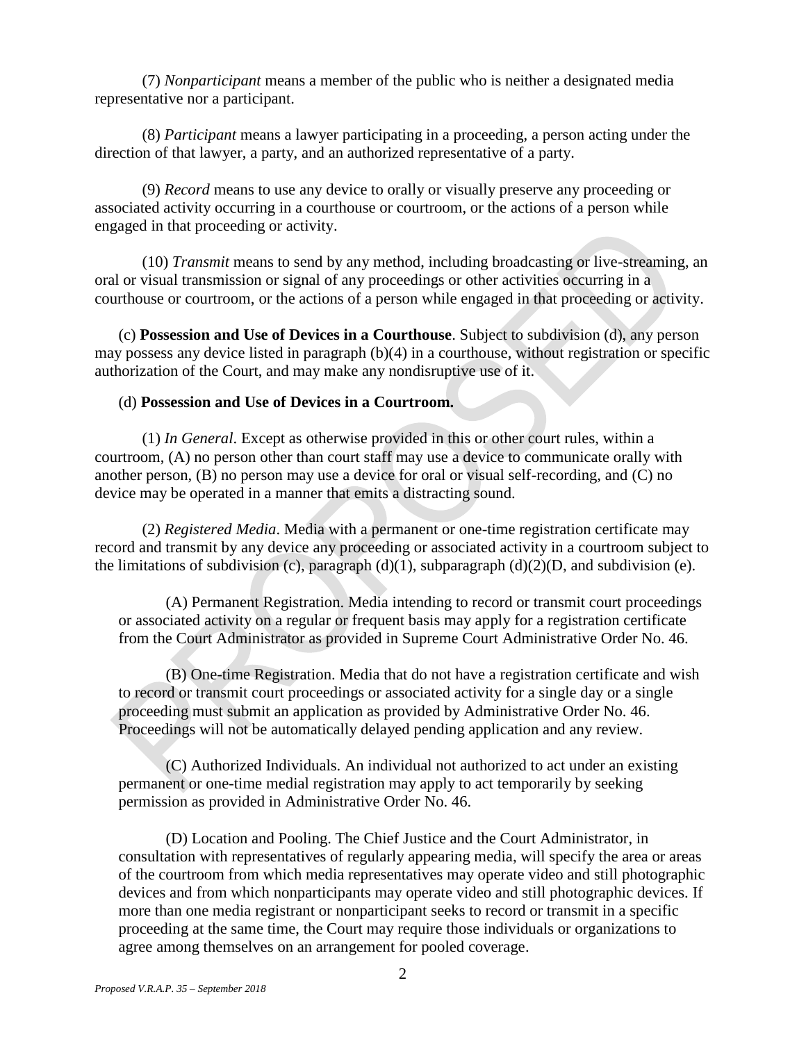(7) *Nonparticipant* means a member of the public who is neither a designated media representative nor a participant.

(8) *Participant* means a lawyer participating in a proceeding, a person acting under the direction of that lawyer, a party, and an authorized representative of a party.

(9) *Record* means to use any device to orally or visually preserve any proceeding or associated activity occurring in a courthouse or courtroom, or the actions of a person while engaged in that proceeding or activity.

(10) *Transmit* means to send by any method, including broadcasting or live-streaming, an oral or visual transmission or signal of any proceedings or other activities occurring in a courthouse or courtroom, or the actions of a person while engaged in that proceeding or activity.

(c) **Possession and Use of Devices in a Courthouse**. Subject to subdivision (d), any person may possess any device listed in paragraph (b)(4) in a courthouse, without registration or specific authorization of the Court, and may make any nondisruptive use of it.

(d) **Possession and Use of Devices in a Courtroom.**

(1) *In General*. Except as otherwise provided in this or other court rules, within a courtroom, (A) no person other than court staff may use a device to communicate orally with another person, (B) no person may use a device for oral or visual self-recording, and (C) no device may be operated in a manner that emits a distracting sound.

(2) *Registered Media*. Media with a permanent or one-time registration certificate may record and transmit by any device any proceeding or associated activity in a courtroom subject to the limitations of subdivision (c), paragraph (d)(1), subparagraph (d)(2)(D, and subdivision (e).

(A) Permanent Registration. Media intending to record or transmit court proceedings or associated activity on a regular or frequent basis may apply for a registration certificate from the Court Administrator as provided in Supreme Court Administrative Order No. 46.

(B) One-time Registration. Media that do not have a registration certificate and wish to record or transmit court proceedings or associated activity for a single day or a single proceeding must submit an application as provided by Administrative Order No. 46. Proceedings will not be automatically delayed pending application and any review.

(C) Authorized Individuals. An individual not authorized to act under an existing permanent or one-time medial registration may apply to act temporarily by seeking permission as provided in Administrative Order No. 46.

(D) Location and Pooling. The Chief Justice and the Court Administrator, in consultation with representatives of regularly appearing media, will specify the area or areas of the courtroom from which media representatives may operate video and still photographic devices and from which nonparticipants may operate video and still photographic devices. If more than one media registrant or nonparticipant seeks to record or transmit in a specific proceeding at the same time, the Court may require those individuals or organizations to agree among themselves on an arrangement for pooled coverage.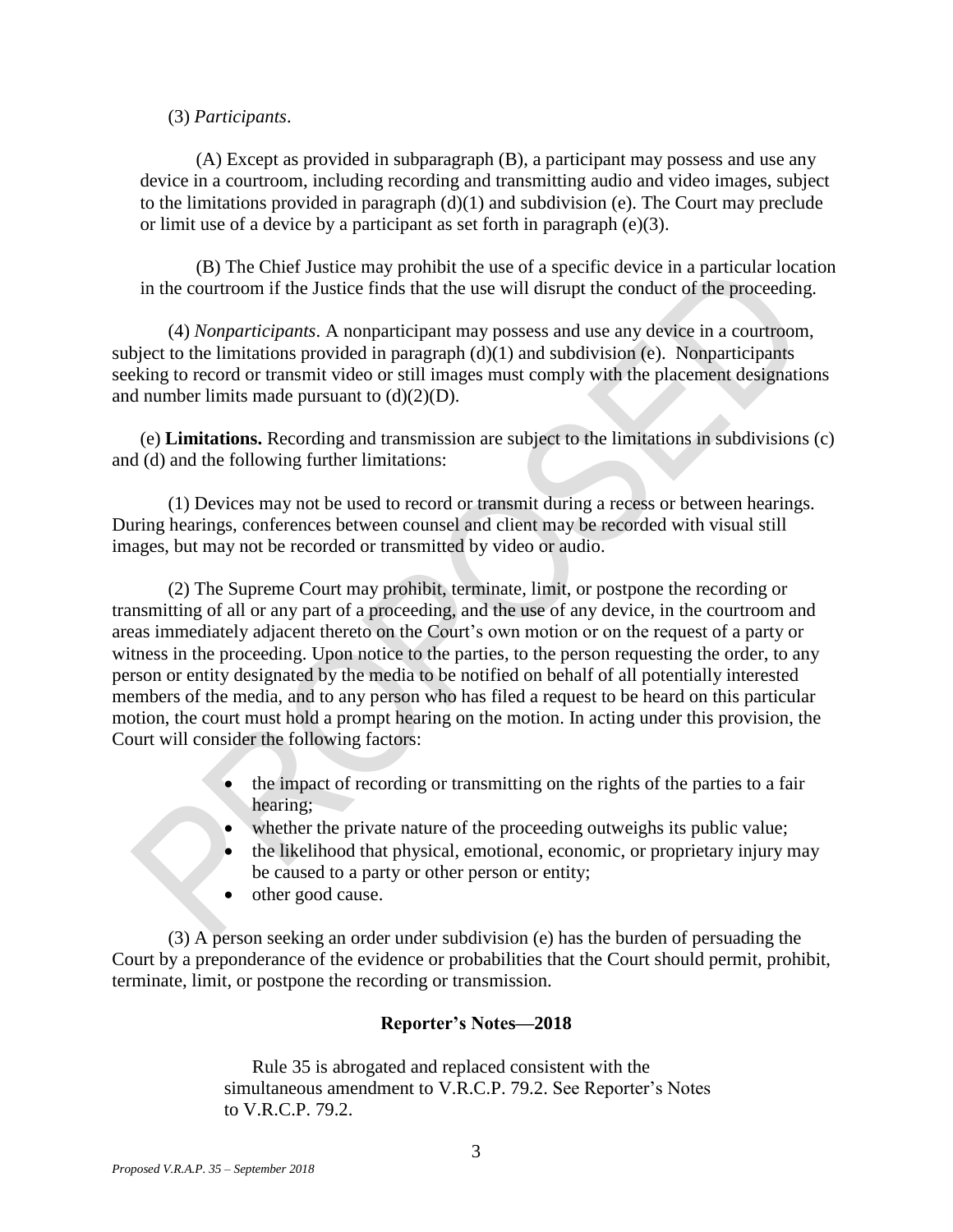(3) *Participants*.

(A) Except as provided in subparagraph (B), a participant may possess and use any device in a courtroom, including recording and transmitting audio and video images, subject to the limitations provided in paragraph (d)(1) and subdivision (e). The Court may preclude or limit use of a device by a participant as set forth in paragraph (e)(3).

(B) The Chief Justice may prohibit the use of a specific device in a particular location in the courtroom if the Justice finds that the use will disrupt the conduct of the proceeding.

(4) *Nonparticipants*. A nonparticipant may possess and use any device in a courtroom, subject to the limitations provided in paragraph (d)(1) and subdivision (e). Nonparticipants seeking to record or transmit video or still images must comply with the placement designations and number limits made pursuant to (d)(2)(D).

(e) **Limitations.** Recording and transmission are subject to the limitations in subdivisions (c) and (d) and the following further limitations:

(1) Devices may not be used to record or transmit during a recess or between hearings. During hearings, conferences between counsel and client may be recorded with visual still images, but may not be recorded or transmitted by video or audio.

(2) The Supreme Court may prohibit, terminate, limit, or postpone the recording or transmitting of all or any part of a proceeding, and the use of any device, in the courtroom and areas immediately adjacent thereto on the Court's own motion or on the request of a party or witness in the proceeding. Upon notice to the parties, to the person requesting the order, to any person or entity designated by the media to be notified on behalf of all potentially interested members of the media, and to any person who has filed a request to be heard on this particular motion, the court must hold a prompt hearing on the motion. In acting under this provision, the Court will consider the following factors:

- the impact of recording or transmitting on the rights of the parties to a fair hearing;
- whether the private nature of the proceeding outweighs its public value;
- the likelihood that physical, emotional, economic, or proprietary injury may be caused to a party or other person or entity;
- other good cause.

(3) A person seeking an order under subdivision (e) has the burden of persuading the Court by a preponderance of the evidence or probabilities that the Court should permit, prohibit, terminate, limit, or postpone the recording or transmission.

## Reporter's Notes—2018

Rule 35 is abrogated and replaced consistent with the simultaneous amendment to V.R.C.P. 79.2. See Reporter's Notes to V.R.C.P. 79.2.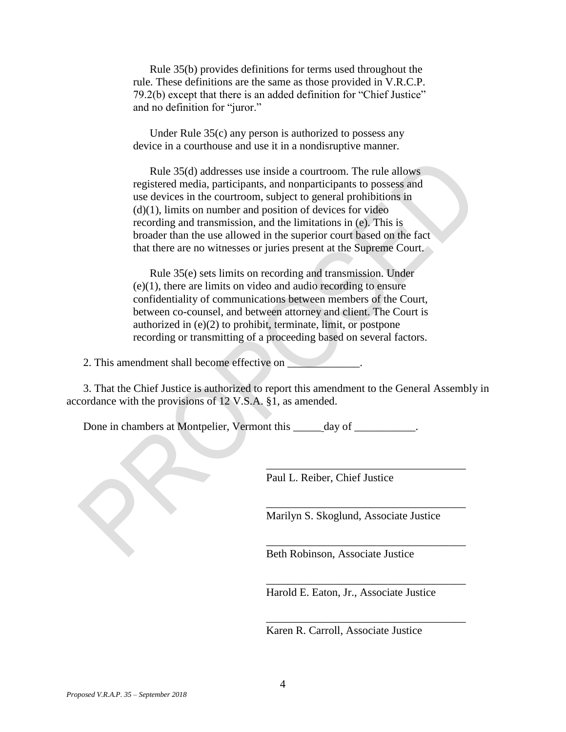Rule 35(b) provides definitions for terms used throughout the rule. These definitions are the same as those provided in V.R.C.P. 79.2(b) except that there is an added definition for "Chief Justice" and no definition for "juror."

Under Rule 35(c) any person is authorized to possess any device in a courthouse and use it in a nondisruptive manner.

Rule 35(d) addresses use inside a courtroom. The rule allows registered media, participants, and nonparticipants to possess and use devices in the courtroom, subject to general prohibitions in (d)(1), limits on number and position of devices for video recording and transmission, and the limitations in (e). This is broader than the use allowed in the superior court based on the fact that there are no witnesses or juries present at the Supreme Court.

Rule 35(e) sets limits on recording and transmission. Under (e)(1), there are limits on video and audio recording to ensure confidentiality of communications between members of the Court, between co-counsel, and between attorney and client. The Court is authorized in (e)(2) to prohibit, terminate, limit, or postpone recording or transmitting of a proceeding based on several factors.

2. This amendment shall become effective on _____________.

3. That the Chief Justice is authorized to report this amendment to the General Assembly in accordance with the provisions of 12 V.S.A. §1, as amended.

Done in chambers at Montpelier, Vermont this _____day of ___________.

_____________________________________
Paul L. Reiber, Chief Justice

_____________________________________
Marilyn S. Skoglund, Associate Justice

_____________________________________
Beth Robinson, Associate Justice

_____________________________________
Harold E. Eaton, Jr., Associate Justice

_____________________________________
Karen R. Carroll, Associate Justice